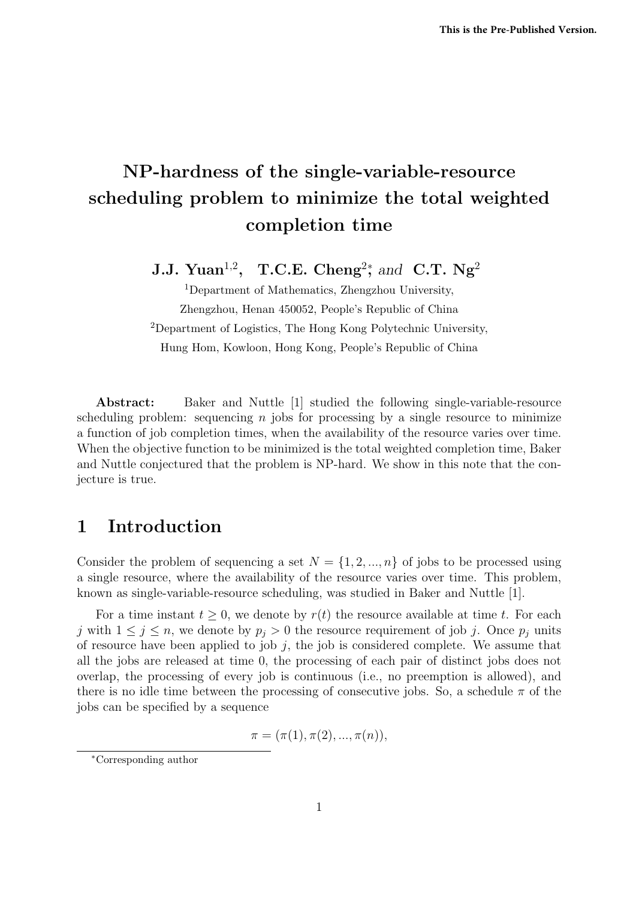This is the Pre-Published Version.

# NP-hardness of the single-variable-resource scheduling problem to minimize the total weighted completion time

**J.J. Yuan**[1,2], **T.C.E. Cheng**[2]\*, *and* **C.T. Ng**[2]

[1]Department of Mathematics, Zhengzhou University, Zhengzhou, Henan 450052, People's Republic of China

[2]Department of Logistics, The Hong Kong Polytechnic University, Hung Hom, Kowloon, Hong Kong, People's Republic of China

**Abstract:** Baker and Nuttle [1] studied the following single-variable-resource scheduling problem: sequencing $n$ jobs for processing by a single resource to minimize a function of job completion times, when the availability of the resource varies over time. When the objective function to be minimized is the total weighted completion time, Baker and Nuttle conjectured that the problem is NP-hard. We show in this note that the conjecture is true.

## 1 Introduction

Consider the problem of sequencing a set $N = \{1, 2, ..., n\}$ of jobs to be processed using a single resource, where the availability of the resource varies over time. This problem, known as single-variable-resource scheduling, was studied in Baker and Nuttle [1].

For a time instant $t \geq 0$, we denote by $r(t)$ the resource available at time $t$. For each $j$ with $1 \leq j \leq n$, we denote by $p_j > 0$ the resource requirement of job $j$. Once $p_j$ units of resource have been applied to job $j$, the job is considered complete. We assume that all the jobs are released at time 0, the processing of each pair of distinct jobs does not overlap, the processing of every job is continuous (i.e., no preemption is allowed), and there is no idle time between the processing of consecutive jobs. So, a schedule $\pi$ of the jobs can be specified by a sequence

$$\pi = (\pi(1), \pi(2), ..., \pi(n)),$$

\*Corresponding author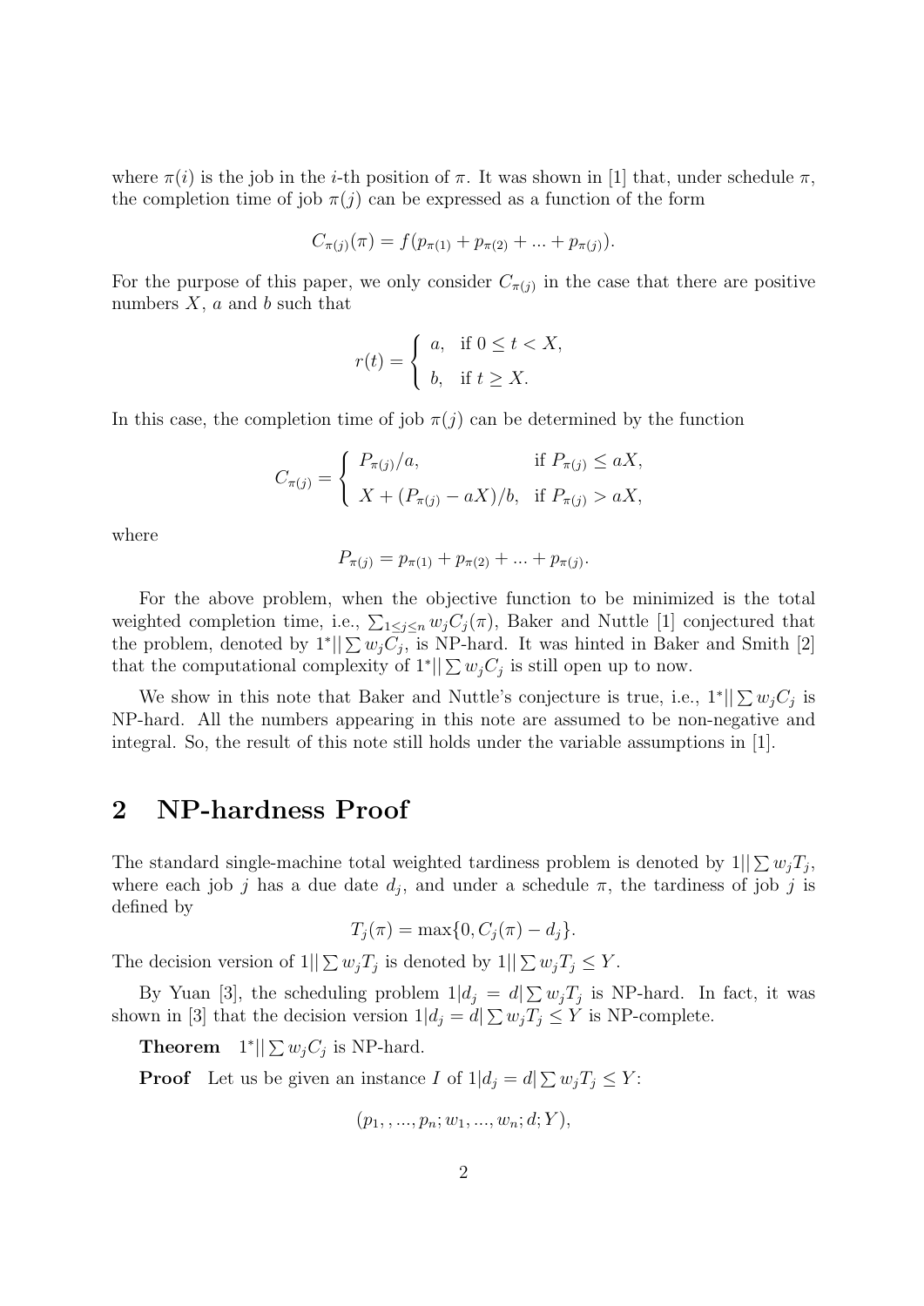where $\pi(i)$ is the job in the $i$-th position of $\pi$. It was shown in [1] that, under schedule $\pi$, the completion time of job $\pi(j)$ can be expressed as a function of the form

$$C_{\pi(j)}(\pi) = f(p_{\pi(1)} + p_{\pi(2)} + ... + p_{\pi(j)}).$$

For the purpose of this paper, we only consider $C_{\pi(j)}$ in the case that there are positive numbers $X$, $a$ and $b$ such that

$$r(t) = \begin{cases} a, & \text{if } 0 \leq t < X, \\ b, & \text{if } t \geq X. \end{cases}$$

In this case, the completion time of job $\pi(j)$ can be determined by the function

$$C_{\pi(j)} = \begin{cases} P_{\pi(j)}/a, & \text{if } P_{\pi(j)} \leq aX, \\ X + (P_{\pi(j)} - aX)/b, & \text{if } P_{\pi(j)} > aX, \end{cases}$$

where

$$P_{\pi(j)} = p_{\pi(1)} + p_{\pi(2)} + ... + p_{\pi(j)}.$$

For the above problem, when the objective function to be minimized is the total weighted completion time, i.e., $\sum_{1 \leq j \leq n} w_j C_j(\pi)$, Baker and Nuttle [1] conjectured that the problem, denoted by $1^*||\sum w_j C_j$, is NP-hard. It was hinted in Baker and Smith [2] that the computational complexity of $1^*||\sum w_j C_j$ is still open up to now.

We show in this note that Baker and Nuttle's conjecture is true, i.e., $1^*||\sum w_j C_j$ is NP-hard. All the numbers appearing in this note are assumed to be non-negative and integral. So, the result of this note still holds under the variable assumptions in [1].

## 2 NP-hardness Proof

The standard single-machine total weighted tardiness problem is denoted by $1||\sum w_j T_j$, where each job $j$ has a due date $d_j$, and under a schedule $\pi$, the tardiness of job $j$ is defined by

$$T_j(\pi) = \max\{0, C_j(\pi) - d_j\}.$$

The decision version of $1||\sum w_j T_j$ is denoted by $1||\sum w_j T_j \leq Y$.

By Yuan [3], the scheduling problem $1|d_j = d|\sum w_j T_j$ is NP-hard. In fact, it was shown in [3] that the decision version $1|d_j = d|\sum w_j T_j \leq Y$ is NP-complete.

**Theorem** $1^*||\sum w_j C_j$ is NP-hard.

**Proof** Let us be given an instance $I$ of $1|d_j = d|\sum w_j T_j \leq Y$:

$$(p_1, , ..., p_n; w_1, ..., w_n; d; Y),$$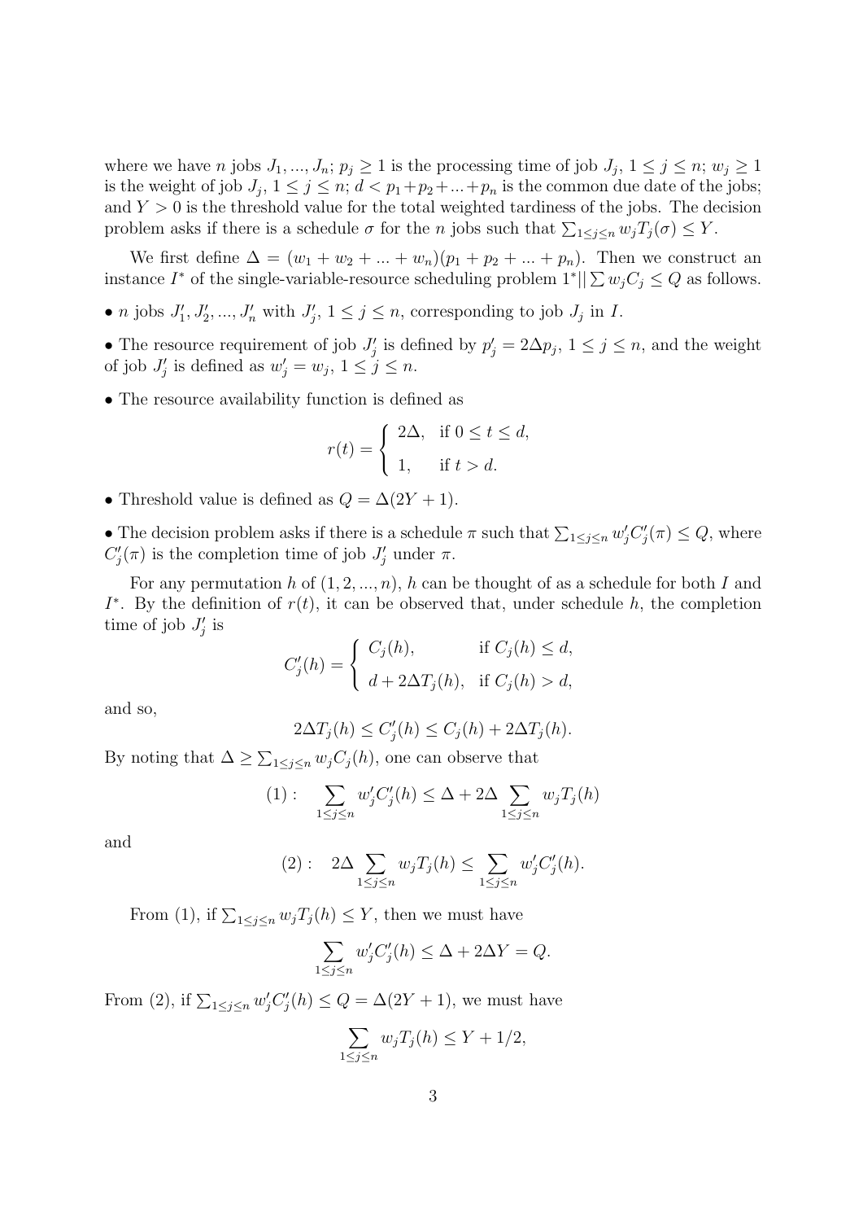where we have $n$ jobs $J_1, ..., J_n$; $p_j \geq 1$ is the processing time of job $J_j$, $1 \leq j \leq n$; $w_j \geq 1$ is the weight of job $J_j$, $1 \leq j \leq n$; $d < p_1 + p_2 + ... + p_n$ is the common due date of the jobs; and $Y > 0$ is the threshold value for the total weighted tardiness of the jobs. The decision problem asks if there is a schedule $\sigma$ for the $n$ jobs such that $\sum_{1\leq j\leq n} w_j T_j(\sigma) \leq Y$.

We first define $\Delta = (w_1 + w_2 + ... + w_n)(p_1 + p_2 + ... + p_n)$. Then we construct an instance $I^*$ of the single-variable-resource scheduling problem $1^*||\sum w_j C_j \leq Q$ as follows.

- $n$ jobs $J'_1, J'_2, ..., J'_n$ with $J'_j$, $1 \leq j \leq n$, corresponding to job $J_j$ in $I$.

- The resource requirement of job $J'_j$ is defined by $p'_j = 2\Delta p_j$, $1 \leq j \leq n$, and the weight of job $J'_j$ is defined as $w'_j = w_j$, $1 \leq j \leq n$.

- The resource availability function is defined as

$$r(t) = \begin{cases} 2\Delta, & \text{if } 0 \leq t \leq d, \\ 1, & \text{if } t > d. \end{cases}$$

- Threshold value is defined as $Q = \Delta(2Y + 1)$.

- The decision problem asks if there is a schedule $\pi$ such that $\sum_{1\leq j\leq n} w'_j C'_j(\pi) \leq Q$, where $C'_j(\pi)$ is the completion time of job $J'_j$ under $\pi$.

For any permutation $h$ of $(1, 2, ..., n)$, $h$ can be thought of as a schedule for both $I$ and $I^*$. By the definition of $r(t)$, it can be observed that, under schedule $h$, the completion time of job $J'_j$ is

$$C'_j(h) = \begin{cases} C_j(h), & \text{if } C_j(h) \leq d, \\ d + 2\Delta T_j(h), & \text{if } C_j(h) > d, \end{cases}$$

and so,

$$2\Delta T_j(h) \leq C'_j(h) \leq C_j(h) + 2\Delta T_j(h).$$

By noting that $\Delta \geq \sum_{1\leq j\leq n} w_j C_j(h)$, one can observe that

$$(1): \quad \sum_{1\leq j\leq n} w'_j C'_j(h) \leq \Delta + 2\Delta \sum_{1\leq j\leq n} w_j T_j(h)$$

and

$$(2): \quad 2\Delta \sum_{1\leq j\leq n} w_j T_j(h) \leq \sum_{1\leq j\leq n} w'_j C'_j(h).$$

From (1), if $\sum_{1\leq j\leq n} w_j T_j(h) \leq Y$, then we must have

$$\sum_{1\leq j\leq n} w'_j C'_j(h) \leq \Delta + 2\Delta Y = Q.$$

From (2), if $\sum_{1\leq j\leq n} w'_j C'_j(h) \leq Q = \Delta(2Y + 1)$, we must have

$$\sum_{1\leq j\leq n} w_j T_j(h) \leq Y + 1/2,$$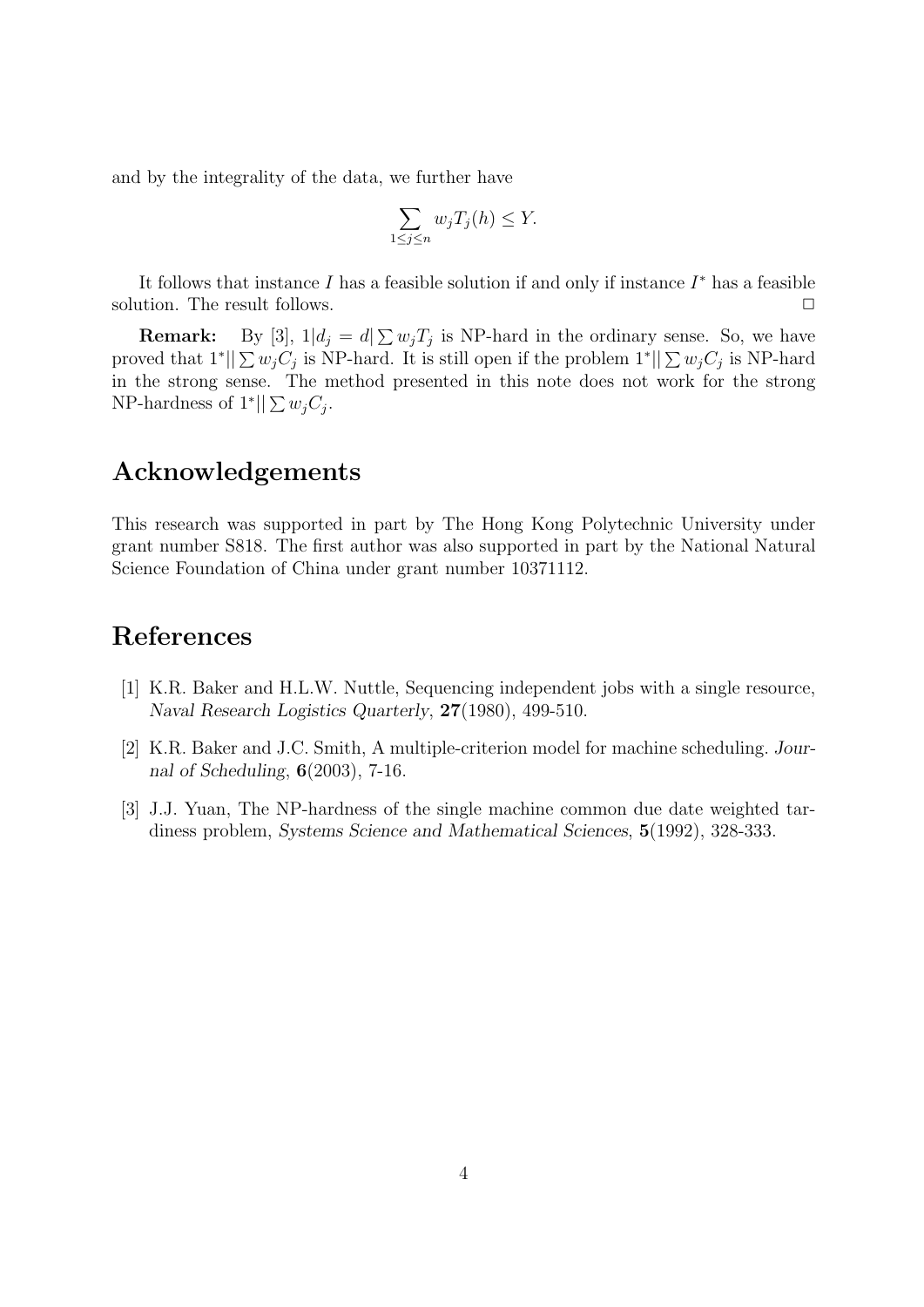and by the integrality of the data, we further have

$$\sum_{1\le j\le n} w_j T_j(h) \le Y.$$

It follows that instance $I$ has a feasible solution if and only if instance $I^*$ has a feasible solution. The result follows. $\Box$

**Remark:** By [3], $1|d_j = d|\sum w_j T_j$ is NP-hard in the ordinary sense. So, we have proved that $1^*||\sum w_j C_j$ is NP-hard. It is still open if the problem $1^*||\sum w_j C_j$ is NP-hard in the strong sense. The method presented in this note does not work for the strong NP-hardness of $1^*||\sum w_j C_j$.

## Acknowledgements

This research was supported in part by The Hong Kong Polytechnic University under grant number S818. The first author was also supported in part by the National Natural Science Foundation of China under grant number 10371112.

## References

[1] K.R. Baker and H.L.W. Nuttle, Sequencing independent jobs with a single resource, *Naval Research Logistics Quarterly*, **27**(1980), 499-510.

[2] K.R. Baker and J.C. Smith, A multiple-criterion model for machine scheduling. *Journal of Scheduling*, **6**(2003), 7-16.

[3] J.J. Yuan, The NP-hardness of the single machine common due date weighted tardiness problem, *Systems Science and Mathematical Sciences*, **5**(1992), 328-333.